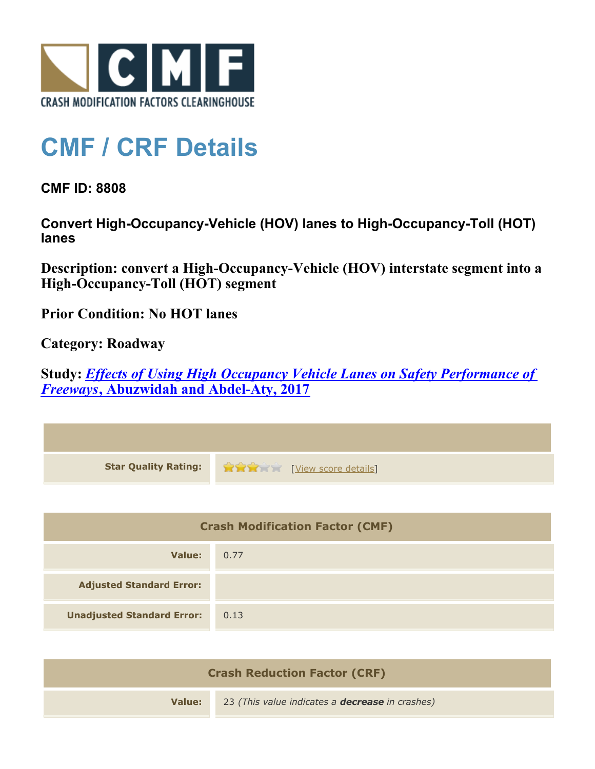CRASH MODIFICATION FACTORS CLEARINGHOUSE

# CMF / CRF Details

### CMF ID: 8808

### Convert High-Occupancy-Vehicle (HOV) lanes to High-Occupancy-Toll (HOT) lanes

**Description: convert a High-Occupancy-Vehicle (HOV) interstate segment into a High-Occupancy-Toll (HOT) segment**

**Prior Condition: No HOT lanes**

**Category: Roadway**

**Study: *Effects of Using High Occupancy Vehicle Lanes on Safety Performance of Freeways*, Abuzwidah and Abdel-Aty, 2017**

| | |
|---|---|
| **Star Quality Rating:** | 3 of 5 stars [View score details] |

| Crash Modification Factor (CMF) | |
|---|---|
| **Value:** | 0.77 |
| **Adjusted Standard Error:** | |
| **Unadjusted Standard Error:** | 0.13 |

| Crash Reduction Factor (CRF) | |
|---|---|
| **Value:** | 23 *(This value indicates a **decrease** in crashes)* |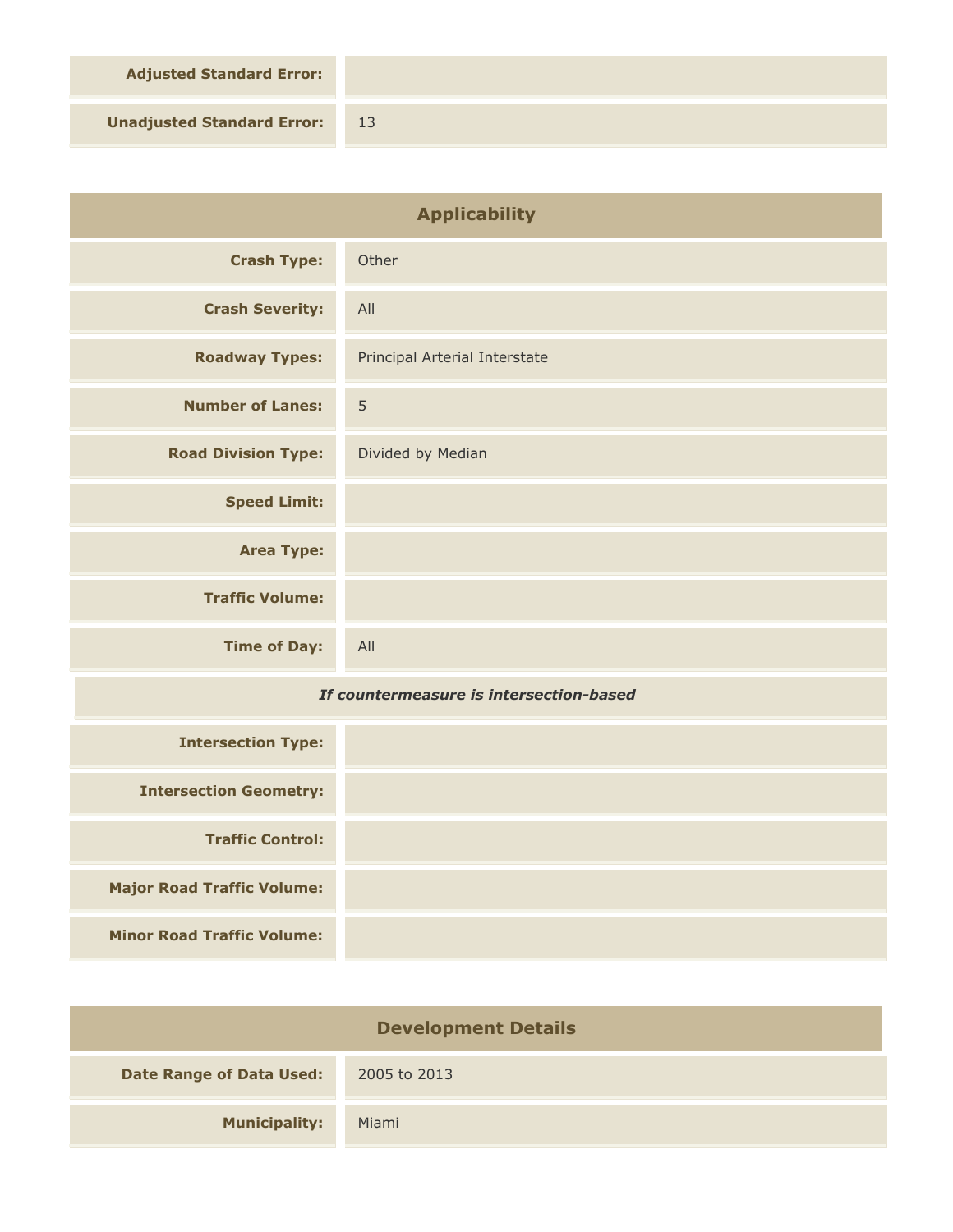| | |
|---|---|
| **Adjusted Standard Error:** | |
| **Unadjusted Standard Error:** | 13 |

## Applicability

| | |
|---|---|
| **Crash Type:** | Other |
| **Crash Severity:** | All |
| **Roadway Types:** | Principal Arterial Interstate |
| **Number of Lanes:** | 5 |
| **Road Division Type:** | Divided by Median |
| **Speed Limit:** | |
| **Area Type:** | |
| **Traffic Volume:** | |
| **Time of Day:** | All |

***If countermeasure is intersection-based***

| | |
|---|---|
| **Intersection Type:** | |
| **Intersection Geometry:** | |
| **Traffic Control:** | |
| **Major Road Traffic Volume:** | |
| **Minor Road Traffic Volume:** | |

## Development Details

| | |
|---|---|
| **Date Range of Data Used:** | 2005 to 2013 |
| **Municipality:** | Miami |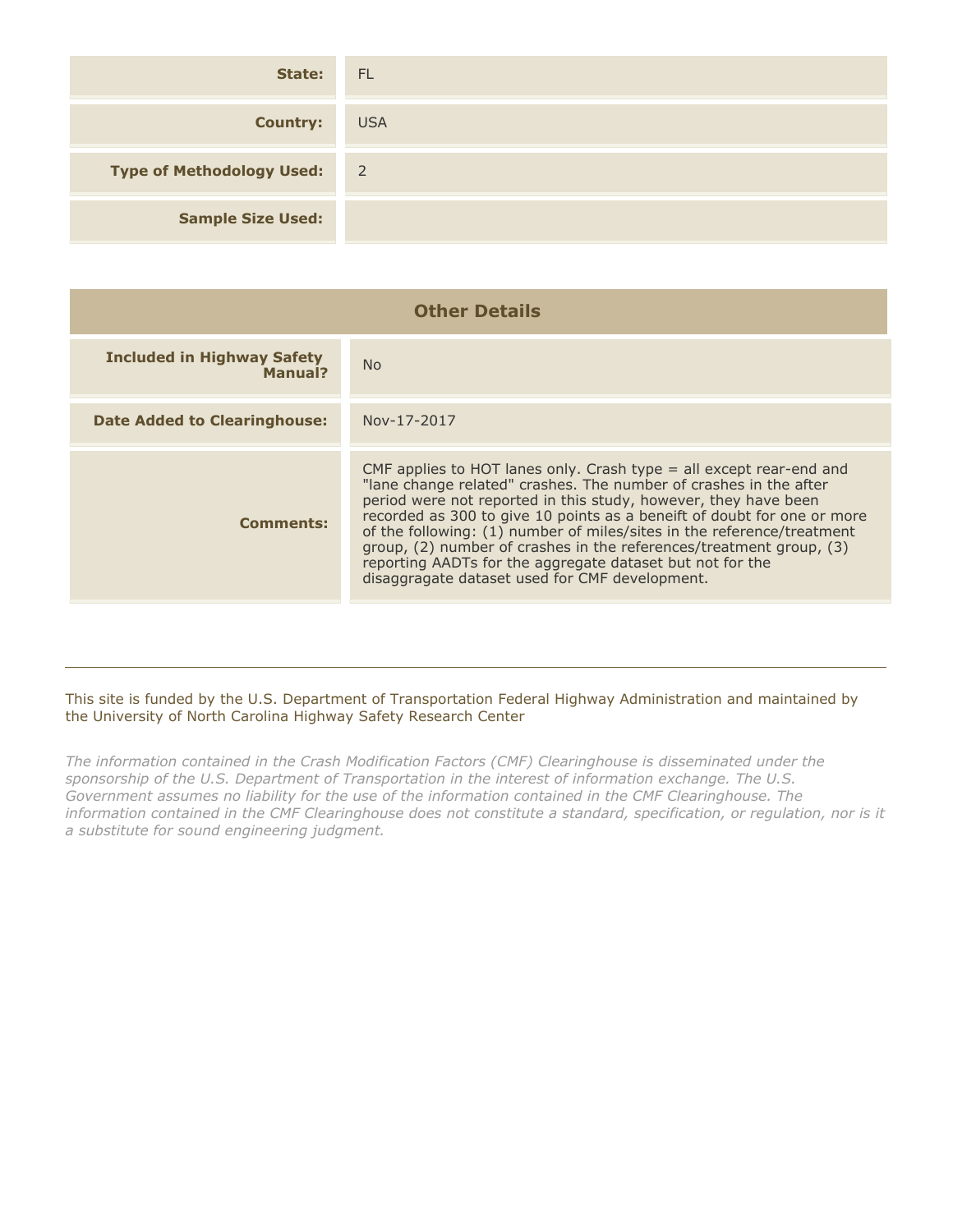| | |
|---|---|
| **State:** | FL |
| **Country:** | USA |
| **Type of Methodology Used:** | 2 |
| **Sample Size Used:** | |

## Other Details

| | |
|---|---|
| **Included in Highway Safety Manual?** | No |
| **Date Added to Clearinghouse:** | Nov-17-2017 |
| **Comments:** | CMF applies to HOT lanes only. Crash type = all except rear-end and "lane change related" crashes. The number of crashes in the after period were not reported in this study, however, they have been recorded as 300 to give 10 points as a beneift of doubt for one or more of the following: (1) number of miles/sites in the reference/treatment group, (2) number of crashes in the references/treatment group, (3) reporting AADTs for the aggregate dataset but not for the disaggragate dataset used for CMF development. |

---

This site is funded by the U.S. Department of Transportation Federal Highway Administration and maintained by the University of North Carolina Highway Safety Research Center

*The information contained in the Crash Modification Factors (CMF) Clearinghouse is disseminated under the sponsorship of the U.S. Department of Transportation in the interest of information exchange. The U.S. Government assumes no liability for the use of the information contained in the CMF Clearinghouse. The information contained in the CMF Clearinghouse does not constitute a standard, specification, or regulation, nor is it a substitute for sound engineering judgment.*